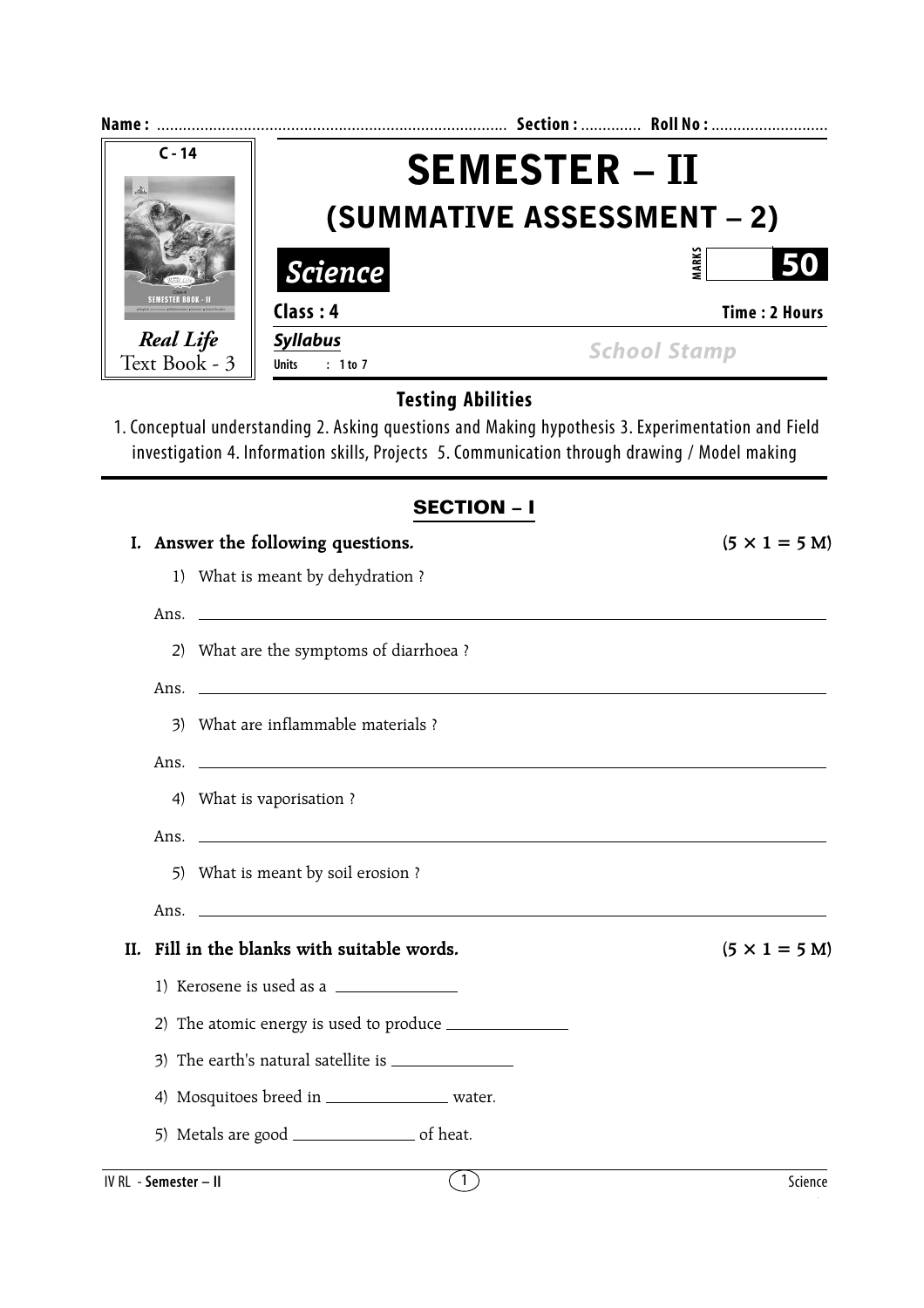Name : ................................................................................ Section : ............. Roll No : ...........................

C - 14

SEMESTER BOOK - II

*Real Life*
Text Book - 3

# SEMESTER – II

## (SUMMATIVE ASSESSMENT – 2)

***Science***

MARKS **50**

**Class : 4** **Time : 2 Hours**

***Syllabus***
**Units : 1 to 7**

*School Stamp*

### Testing Abilities

1. Conceptual understanding 2. Asking questions and Making hypothesis 3. Experimentation and Field investigation 4. Information skills, Projects 5. Communication through drawing / Model making

## SECTION – I

**I. Answer the following questions.** **(5 × 1 = 5 M)**

1) What is meant by dehydration ?

Ans. ____________________________________________

2) What are the symptoms of diarrhoea ?

Ans. ____________________________________________

3) What are inflammable materials ?

Ans. ____________________________________________

4) What is vaporisation ?

Ans. ____________________________________________

5) What is meant by soil erosion ?

Ans. ____________________________________________

**II. Fill in the blanks with suitable words.** **(5 × 1 = 5 M)**

1) Kerosene is used as a ______________

2) The atomic energy is used to produce ______________

3) The earth's natural satellite is ______________

4) Mosquitoes breed in ______________ water.

5) Metals are good ______________ of heat.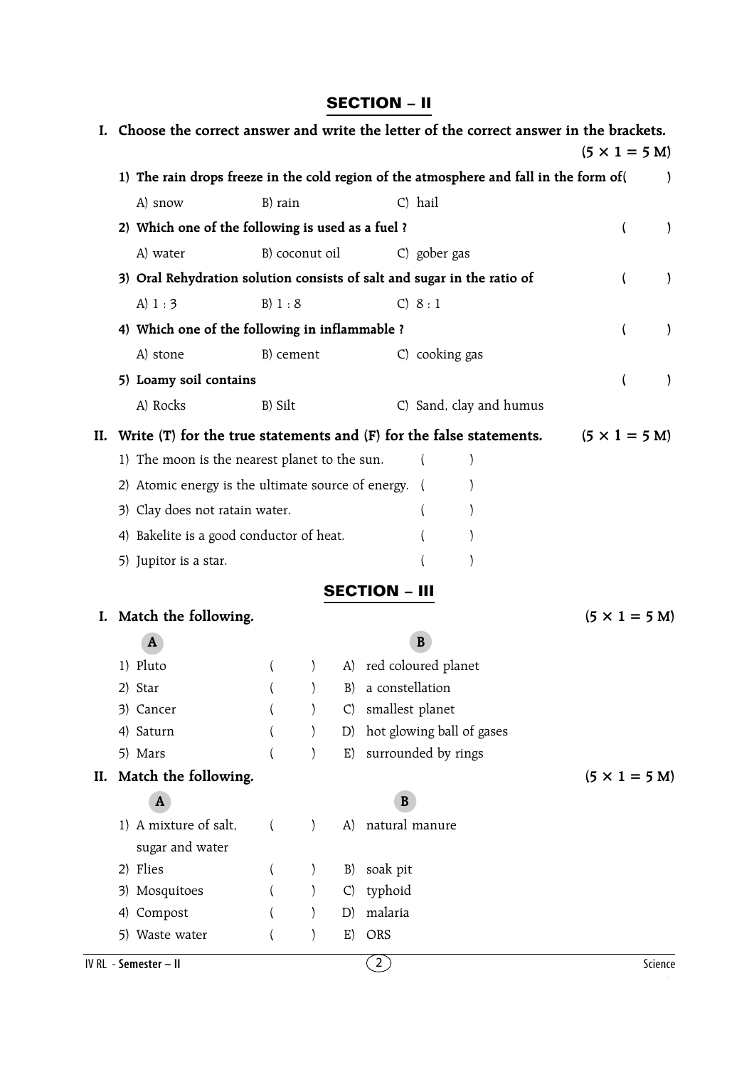## SECTION – II

**I. Choose the correct answer and write the letter of the correct answer in the brackets.** **(5 × 1 = 5 M)**

**1) The rain drops freeze in the cold region of the atmosphere and fall in the form of( )**

A) snow B) rain C) hail

**2) Which one of the following is used as a fuel ? ( )**

A) water B) coconut oil C) gober gas

**3) Oral Rehydration solution consists of salt and sugar in the ratio of ( )**

A) 1 : 3 B) 1 : 8 C) 8 : 1

**4) Which one of the following in inflammable ? ( )**

A) stone B) cement C) cooking gas

**5) Loamy soil contains ( )**

A) Rocks B) Silt C) Sand, clay and humus

**II. Write (T) for the true statements and (F) for the false statements.** **(5 × 1 = 5 M)**

1) The moon is the nearest planet to the sun. ( )

2) Atomic energy is the ultimate source of energy. ( )

3) Clay does not ratain water. ( )

4) Bakelite is a good conductor of heat. ( )

5) Jupitor is a star. ( )

## SECTION – III

**I. Match the following.** **(5 × 1 = 5 M)**

| A | | B |
|---|---|---|
| 1) Pluto | ( ) | A) red coloured planet |
| 2) Star | ( ) | B) a constellation |
| 3) Cancer | ( ) | C) smallest planet |
| 4) Saturn | ( ) | D) hot glowing ball of gases |
| 5) Mars | ( ) | E) surrounded by rings |

**II. Match the following.** **(5 × 1 = 5 M)**

| A | | B |
|---|---|---|
| 1) A mixture of salt, sugar and water | ( ) | A) natural manure |
| 2) Flies | ( ) | B) soak pit |
| 3) Mosquitoes | ( ) | C) typhoid |
| 4) Compost | ( ) | D) malaria |
| 5) Waste water | ( ) | E) ORS |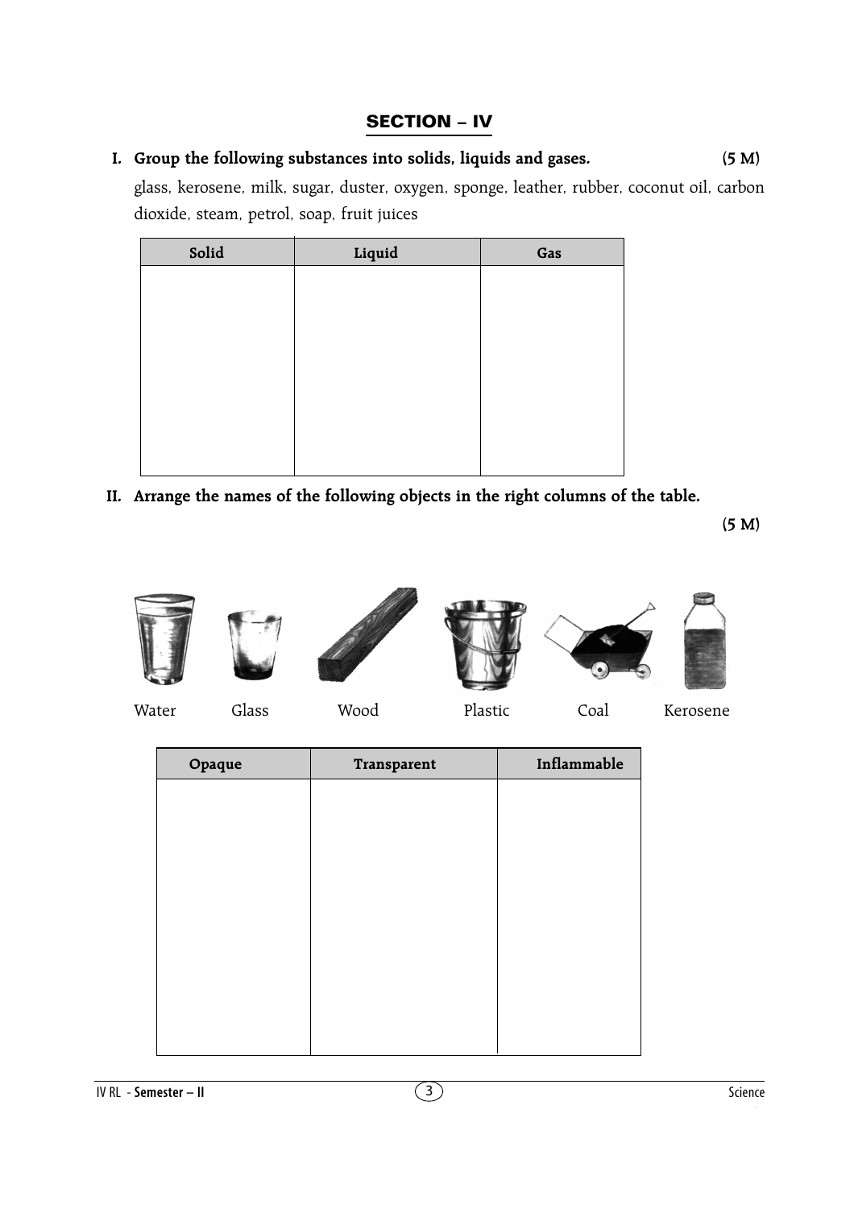## SECTION – IV

**I. Group the following substances into solids, liquids and gases.** **(5 M)**

glass, kerosene, milk, sugar, duster, oxygen, sponge, leather, rubber, coconut oil, carbon dioxide, steam, petrol, soap, fruit juices

| Solid | Liquid | Gas |
|---|---|---|
| | | |

**II. Arrange the names of the following objects in the right columns of the table.**

**(5 M)**

Water Glass Wood Plastic Coal Kerosene

| Opaque | Transparent | Inflammable |
|---|---|---|
| | | |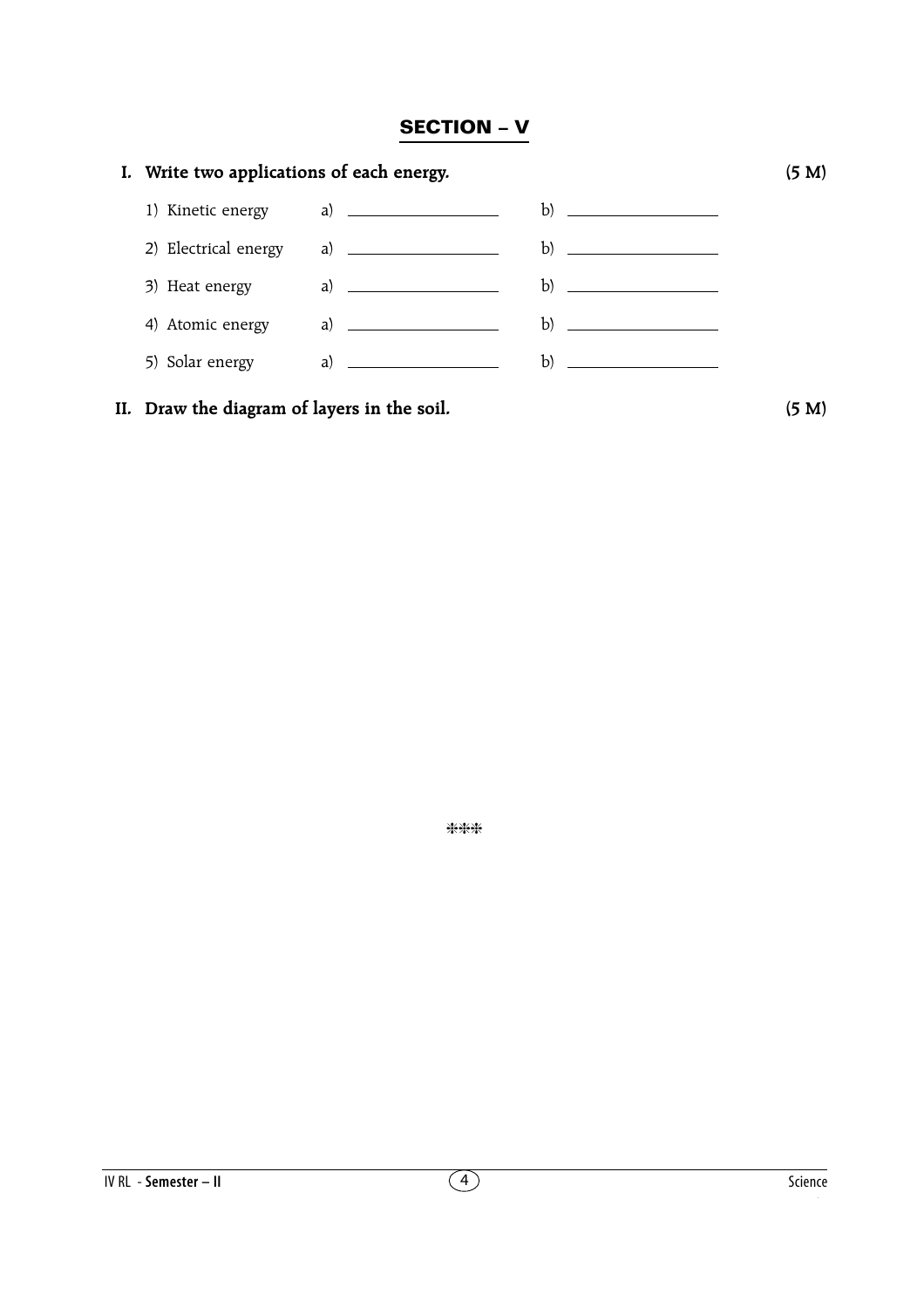## SECTION – V

**I. Write two applications of each energy.** **(5 M)**

1) Kinetic energy a) ________________ b) ________________

2) Electrical energy a) ________________ b) ________________

3) Heat energy a) ________________ b) ________________

4) Atomic energy a) ________________ b) ________________

5) Solar energy a) ________________ b) ________________

**II. Draw the diagram of layers in the soil.** **(5 M)**

***